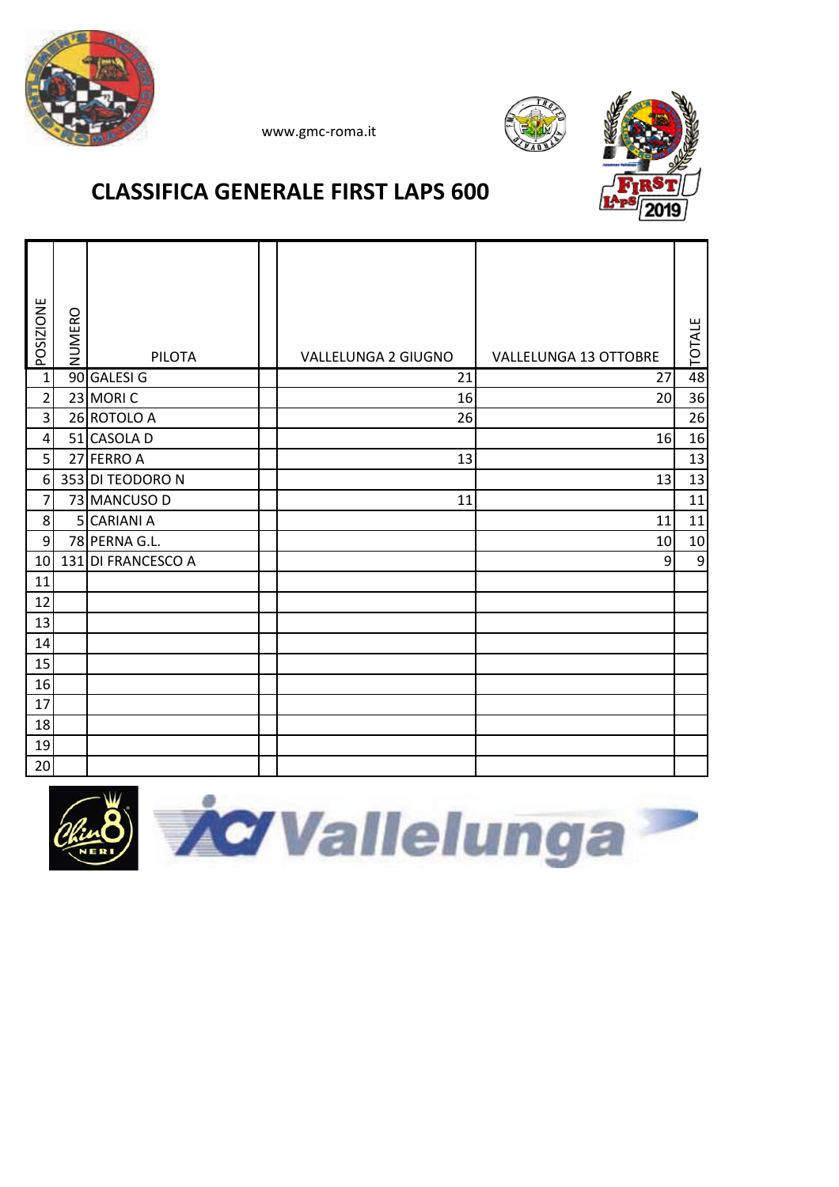www.gmc-roma.it

# CLASSIFICA GENERALE FIRST LAPS 600

| POSIZIONE | NUMERO | PILOTA | | VALLELUNGA 2 GIUGNO | VALLELUNGA 13 OTTOBRE | TOTALE |
|---|---|---|---|---|---|---|
| 1 | 90 | GALESI G | | 21 | 27 | 48 |
| 2 | 23 | MORI C | | 16 | 20 | 36 |
| 3 | 26 | ROTOLO A | | 26 | | 26 |
| 4 | 51 | CASOLA D | | | 16 | 16 |
| 5 | 27 | FERRO A | | 13 | | 13 |
| 6 | 353 | DI TEODORO N | | | 13 | 13 |
| 7 | 73 | MANCUSO D | | 11 | | 11 |
| 8 | 5 | CARIANI A | | | 11 | 11 |
| 9 | 78 | PERNA G.L. | | | 10 | 10 |
| 10 | 131 | DI FRANCESCO A | | | 9 | 9 |
| 11 | | | | | | |
| 12 | | | | | | |
| 13 | | | | | | |
| 14 | | | | | | |
| 15 | | | | | | |
| 16 | | | | | | |
| 17 | | | | | | |
| 18 | | | | | | |
| 19 | | | | | | |
| 20 | | | | | | |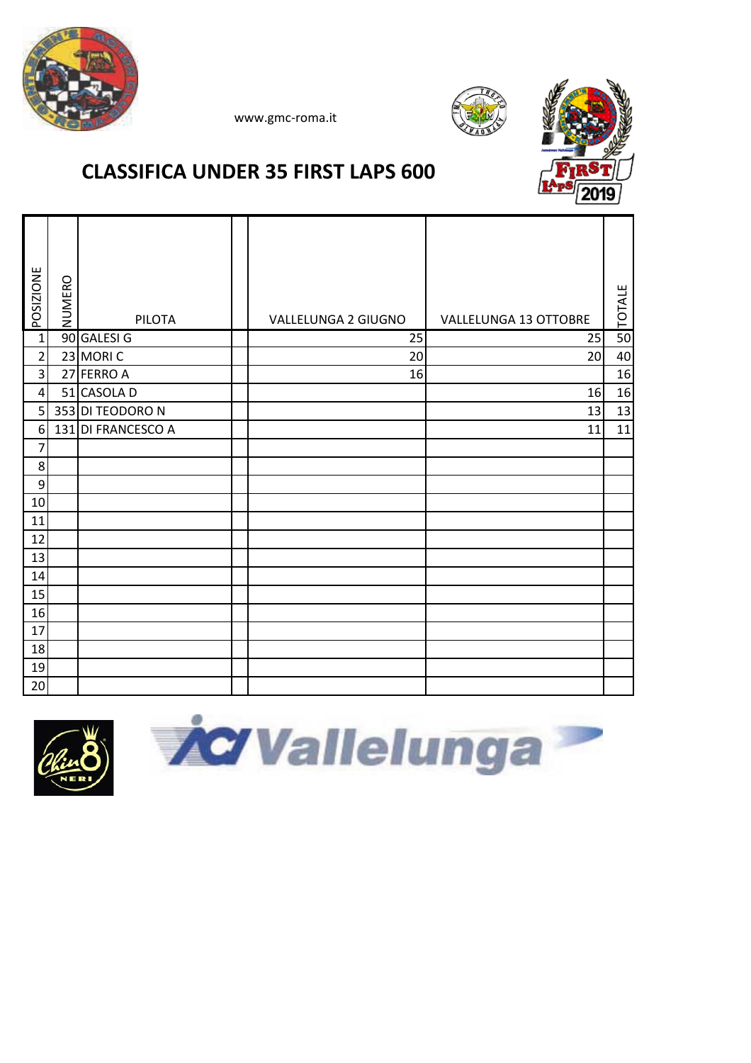www.gmc-roma.it

# CLASSIFICA UNDER 35 FIRST LAPS 600

| POSIZIONE | NUMERO | PILOTA | | VALLELUNGA 2 GIUGNO | VALLELUNGA 13 OTTOBRE | TOTALE |
|---|---|---|---|---|---|---|
| 1 | 90 | GALESI G | | 25 | 25 | 50 |
| 2 | 23 | MORI C | | 20 | 20 | 40 |
| 3 | 27 | FERRO A | | 16 | | 16 |
| 4 | 51 | CASOLA D | | | 16 | 16 |
| 5 | 353 | DI TEODORO N | | | 13 | 13 |
| 6 | 131 | DI FRANCESCO A | | | 11 | 11 |
| 7 | | | | | | |
| 8 | | | | | | |
| 9 | | | | | | |
| 10 | | | | | | |
| 11 | | | | | | |
| 12 | | | | | | |
| 13 | | | | | | |
| 14 | | | | | | |
| 15 | | | | | | |
| 16 | | | | | | |
| 17 | | | | | | |
| 18 | | | | | | |
| 19 | | | | | | |
| 20 | | | | | | |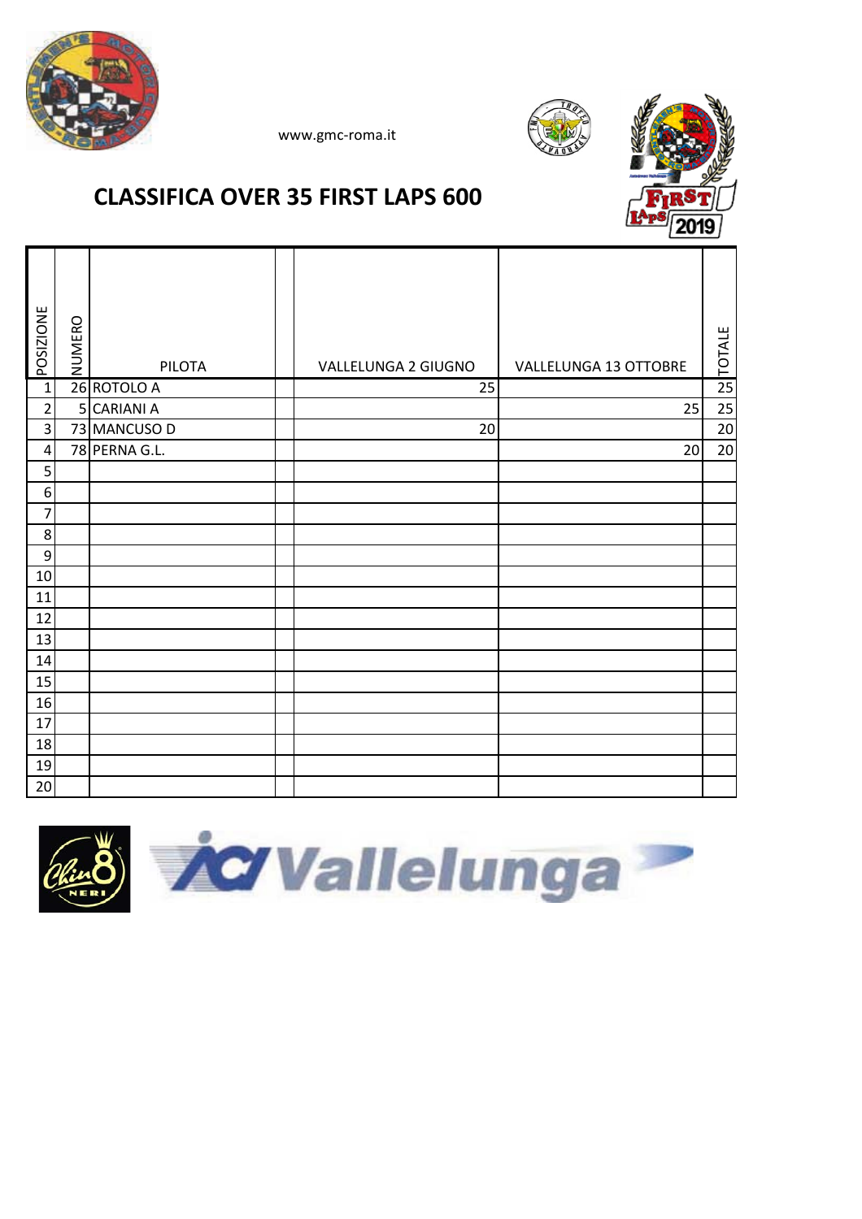www.gmc-roma.it

# CLASSIFICA OVER 35 FIRST LAPS 600

| POSIZIONE | NUMERO | PILOTA | | VALLELUNGA 2 GIUGNO | VALLELUNGA 13 OTTOBRE | TOTALE |
|---|---|---|---|---|---|---|
| 1 | 26 | ROTOLO A | | 25 | | 25 |
| 2 | 5 | CARIANI A | | | 25 | 25 |
| 3 | 73 | MANCUSO D | | 20 | | 20 |
| 4 | 78 | PERNA G.L. | | | 20 | 20 |
| 5 | | | | | | |
| 6 | | | | | | |
| 7 | | | | | | |
| 8 | | | | | | |
| 9 | | | | | | |
| 10 | | | | | | |
| 11 | | | | | | |
| 12 | | | | | | |
| 13 | | | | | | |
| 14 | | | | | | |
| 15 | | | | | | |
| 16 | | | | | | |
| 17 | | | | | | |
| 18 | | | | | | |
| 19 | | | | | | |
| 20 | | | | | | |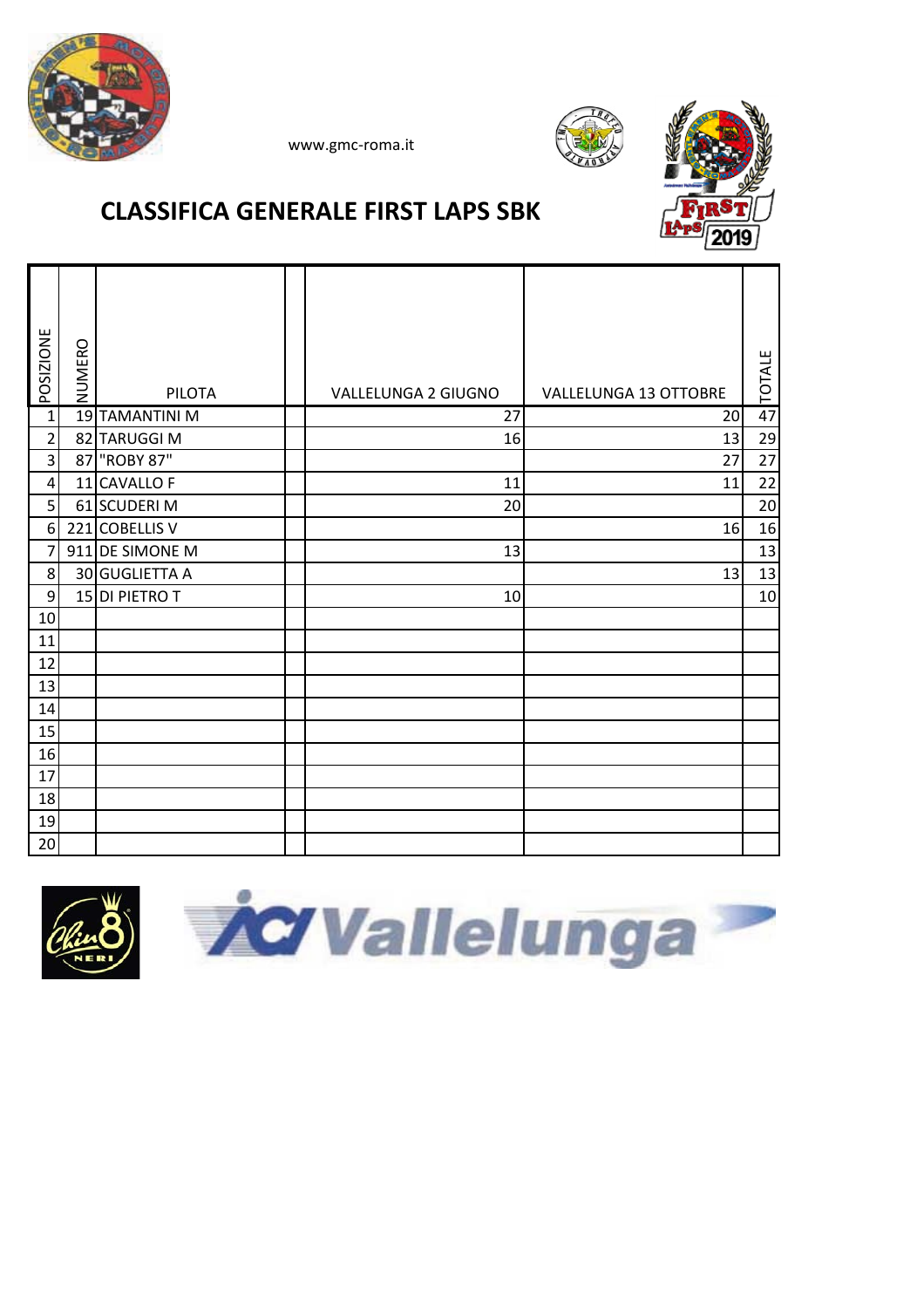www.gmc-roma.it

# CLASSIFICA GENERALE FIRST LAPS SBK

| POSIZIONE | NUMERO | PILOTA | | VALLELUNGA 2 GIUGNO | VALLELUNGA 13 OTTOBRE | TOTALE |
|---|---|---|---|---|---|---|
| 1 | 19 | TAMANTINI M | | 27 | 20 | 47 |
| 2 | 82 | TARUGGI M | | 16 | 13 | 29 |
| 3 | 87 | "ROBY 87" | | | 27 | 27 |
| 4 | 11 | CAVALLO F | | 11 | 11 | 22 |
| 5 | 61 | SCUDERI M | | 20 | | 20 |
| 6 | 221 | COBELLIS V | | | 16 | 16 |
| 7 | 911 | DE SIMONE M | | 13 | | 13 |
| 8 | 30 | GUGLIETTA A | | | 13 | 13 |
| 9 | 15 | DI PIETRO T | | 10 | | 10 |
| 10 | | | | | | |
| 11 | | | | | | |
| 12 | | | | | | |
| 13 | | | | | | |
| 14 | | | | | | |
| 15 | | | | | | |
| 16 | | | | | | |
| 17 | | | | | | |
| 18 | | | | | | |
| 19 | | | | | | |
| 20 | | | | | | |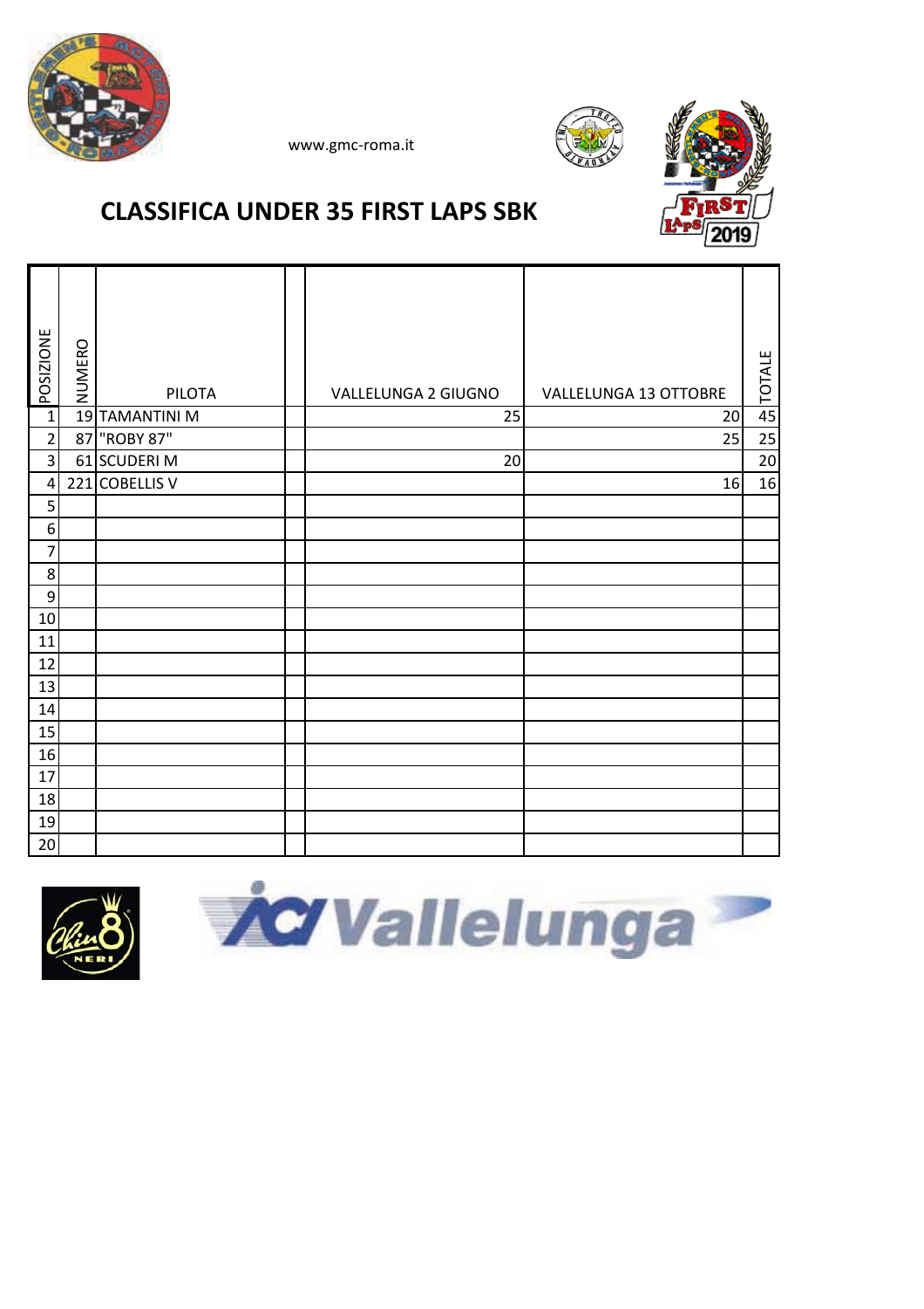www.gmc-roma.it

## CLASSIFICA UNDER 35 FIRST LAPS SBK

| POSIZIONE | NUMERO | PILOTA | | VALLELUNGA 2 GIUGNO | VALLELUNGA 13 OTTOBRE | TOTALE |
|---|---|---|---|---|---|---|
| 1 | 19 | TAMANTINI M | | 25 | 20 | 45 |
| 2 | 87 | "ROBY 87" | | | 25 | 25 |
| 3 | 61 | SCUDERI M | | 20 | | 20 |
| 4 | 221 | COBELLIS V | | | 16 | 16 |
| 5 | | | | | | |
| 6 | | | | | | |
| 7 | | | | | | |
| 8 | | | | | | |
| 9 | | | | | | |
| 10 | | | | | | |
| 11 | | | | | | |
| 12 | | | | | | |
| 13 | | | | | | |
| 14 | | | | | | |
| 15 | | | | | | |
| 16 | | | | | | |
| 17 | | | | | | |
| 18 | | | | | | |
| 19 | | | | | | |
| 20 | | | | | | |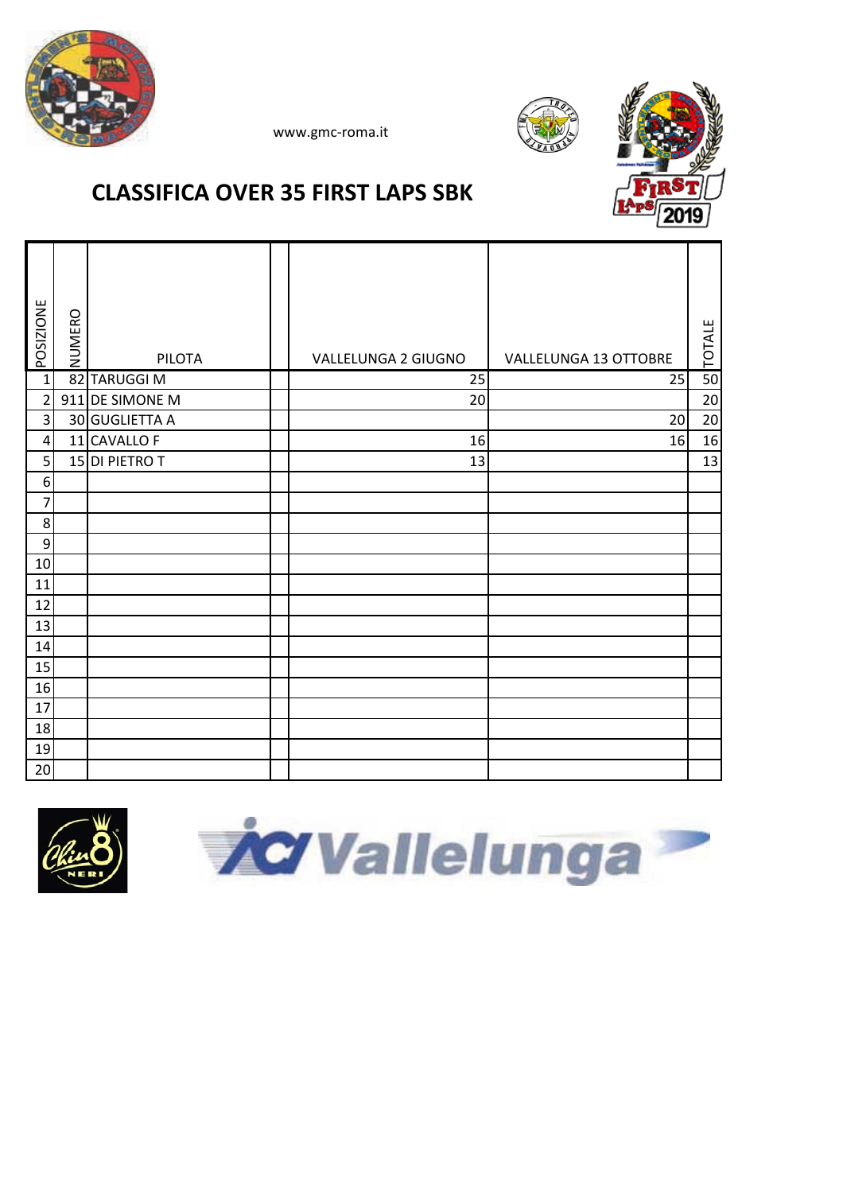www.gmc-roma.it

# CLASSIFICA OVER 35 FIRST LAPS SBK

| POSIZIONE | NUMERO | PILOTA | | VALLELUNGA 2 GIUGNO | VALLELUNGA 13 OTTOBRE | TOTALE |
|---|---|---|---|---|---|---|
| 1 | 82 | TARUGGI M | | 25 | 25 | 50 |
| 2 | 911 | DE SIMONE M | | 20 | | 20 |
| 3 | 30 | GUGLIETTA A | | | 20 | 20 |
| 4 | 11 | CAVALLO F | | 16 | 16 | 16 |
| 5 | 15 | DI PIETRO T | | 13 | | 13 |
| 6 | | | | | | |
| 7 | | | | | | |
| 8 | | | | | | |
| 9 | | | | | | |
| 10 | | | | | | |
| 11 | | | | | | |
| 12 | | | | | | |
| 13 | | | | | | |
| 14 | | | | | | |
| 15 | | | | | | |
| 16 | | | | | | |
| 17 | | | | | | |
| 18 | | | | | | |
| 19 | | | | | | |
| 20 | | | | | | |